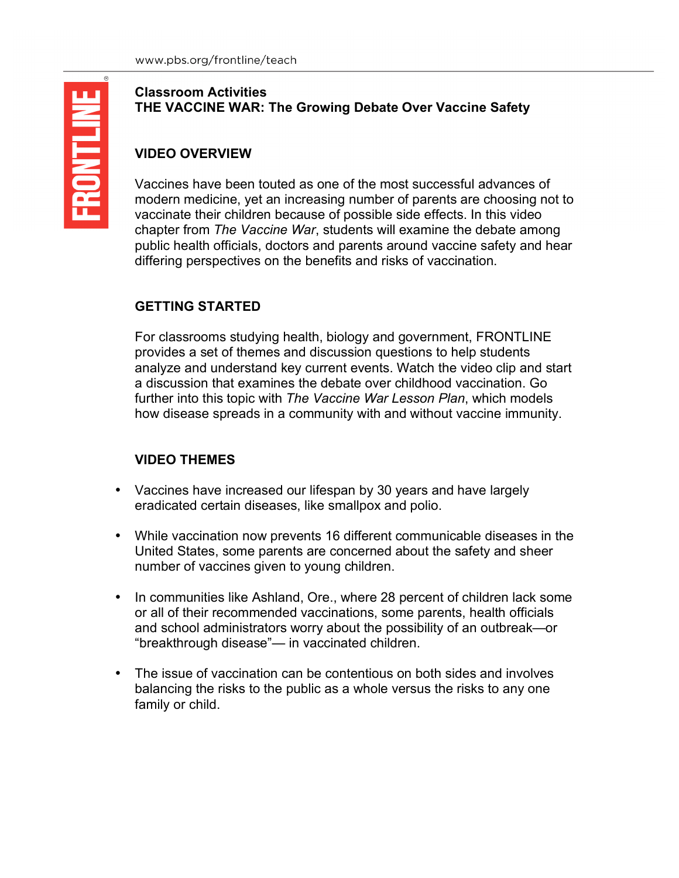## Classroom Activities
## THE VACCINE WAR: The Growing Debate Over Vaccine Safety

### VIDEO OVERVIEW

Vaccines have been touted as one of the most successful advances of modern medicine, yet an increasing number of parents are choosing not to vaccinate their children because of possible side effects. In this video chapter from *The Vaccine War*, students will examine the debate among public health officials, doctors and parents around vaccine safety and hear differing perspectives on the benefits and risks of vaccination.

### GETTING STARTED

For classrooms studying health, biology and government, FRONTLINE provides a set of themes and discussion questions to help students analyze and understand key current events. Watch the video clip and start a discussion that examines the debate over childhood vaccination. Go further into this topic with *The Vaccine War Lesson Plan*, which models how disease spreads in a community with and without vaccine immunity.

### VIDEO THEMES

- Vaccines have increased our lifespan by 30 years and have largely eradicated certain diseases, like smallpox and polio.
- While vaccination now prevents 16 different communicable diseases in the United States, some parents are concerned about the safety and sheer number of vaccines given to young children.
- In communities like Ashland, Ore., where 28 percent of children lack some or all of their recommended vaccinations, some parents, health officials and school administrators worry about the possibility of an outbreak—or "breakthrough disease"— in vaccinated children.
- The issue of vaccination can be contentious on both sides and involves balancing the risks to the public as a whole versus the risks to any one family or child.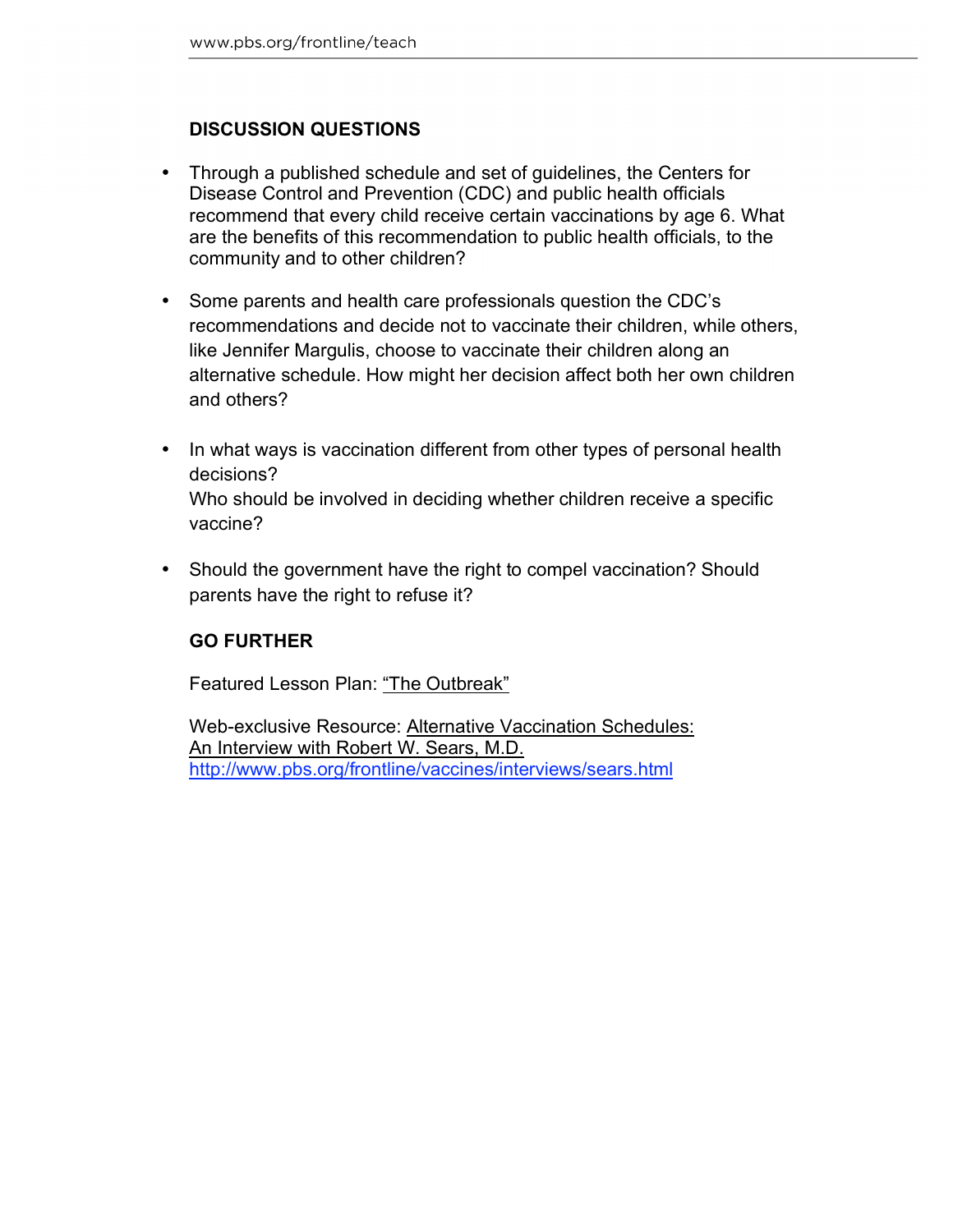## DISCUSSION QUESTIONS

- Through a published schedule and set of guidelines, the Centers for Disease Control and Prevention (CDC) and public health officials recommend that every child receive certain vaccinations by age 6. What are the benefits of this recommendation to public health officials, to the community and to other children?

- Some parents and health care professionals question the CDC's recommendations and decide not to vaccinate their children, while others, like Jennifer Margulis, choose to vaccinate their children along an alternative schedule. How might her decision affect both her own children and others?

- In what ways is vaccination different from other types of personal health decisions?
  Who should be involved in deciding whether children receive a specific vaccine?

- Should the government have the right to compel vaccination? Should parents have the right to refuse it?

## GO FURTHER

Featured Lesson Plan: "The Outbreak"

Web-exclusive Resource: Alternative Vaccination Schedules: An Interview with Robert W. Sears, M.D.
http://www.pbs.org/frontline/vaccines/interviews/sears.html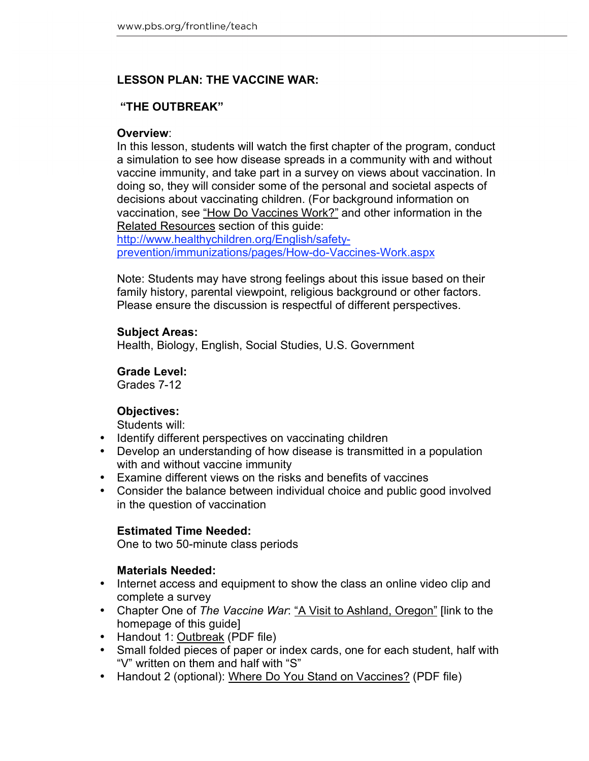# LESSON PLAN: THE VACCINE WAR:

## "THE OUTBREAK"

**Overview**:
In this lesson, students will watch the first chapter of the program, conduct a simulation to see how disease spreads in a community with and without vaccine immunity, and take part in a survey on views about vaccination. In doing so, they will consider some of the personal and societal aspects of decisions about vaccinating children. (For background information on vaccination, see "How Do Vaccines Work?" and other information in the Related Resources section of this guide: http://www.healthychildren.org/English/safety-prevention/immunizations/pages/How-do-Vaccines-Work.aspx

Note: Students may have strong feelings about this issue based on their family history, parental viewpoint, religious background or other factors. Please ensure the discussion is respectful of different perspectives.

**Subject Areas:**
Health, Biology, English, Social Studies, U.S. Government

**Grade Level:**
Grades 7-12

**Objectives:**
Students will:

- Identify different perspectives on vaccinating children
- Develop an understanding of how disease is transmitted in a population with and without vaccine immunity
- Examine different views on the risks and benefits of vaccines
- Consider the balance between individual choice and public good involved in the question of vaccination

**Estimated Time Needed:**
One to two 50-minute class periods

**Materials Needed:**

- Internet access and equipment to show the class an online video clip and complete a survey
- Chapter One of *The Vaccine War*: "A Visit to Ashland, Oregon" [link to the homepage of this guide]
- Handout 1: Outbreak (PDF file)
- Small folded pieces of paper or index cards, one for each student, half with "V" written on them and half with "S"
- Handout 2 (optional): Where Do You Stand on Vaccines? (PDF file)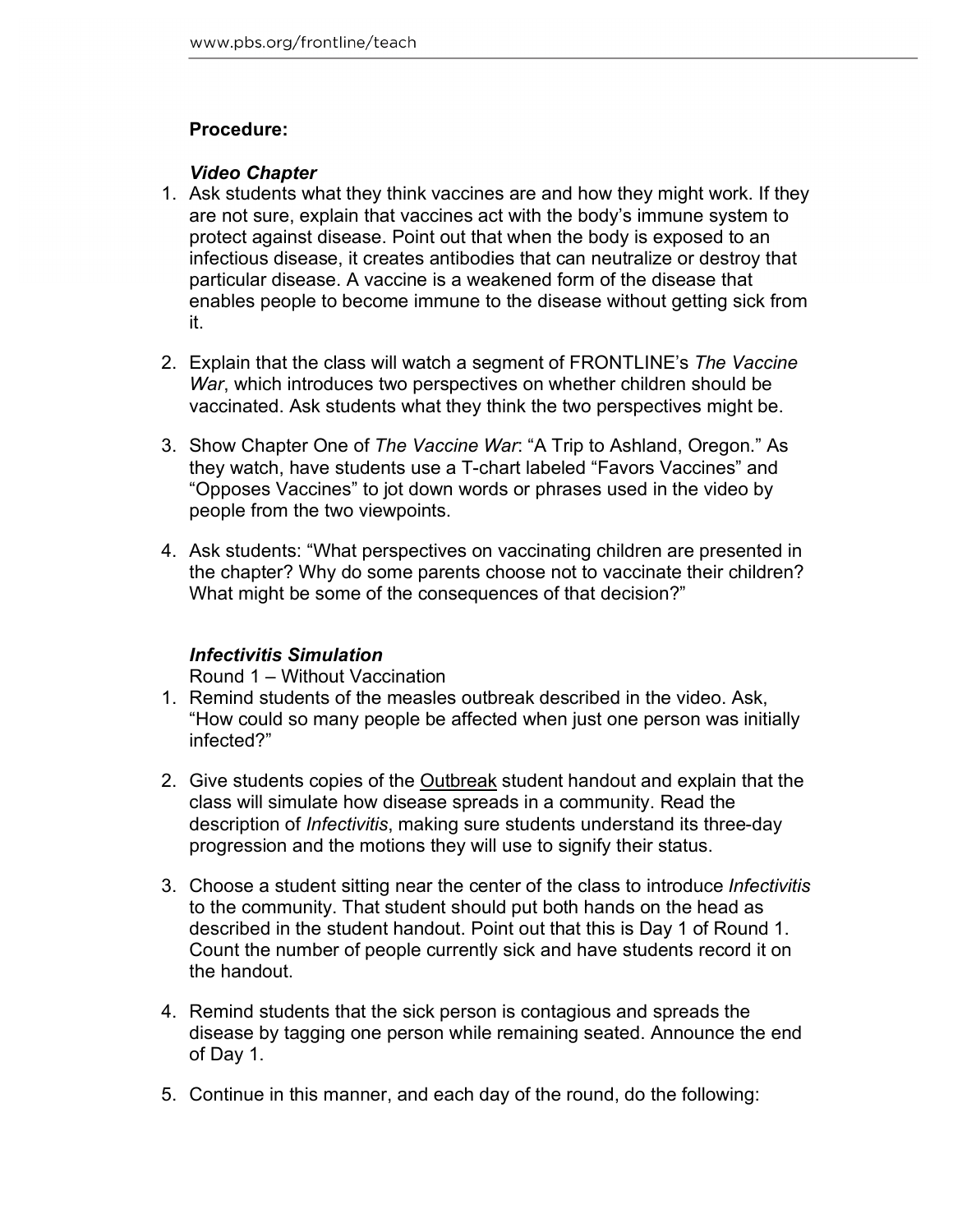**Procedure:**

***Video Chapter***

1. Ask students what they think vaccines are and how they might work. If they are not sure, explain that vaccines act with the body's immune system to protect against disease. Point out that when the body is exposed to an infectious disease, it creates antibodies that can neutralize or destroy that particular disease. A vaccine is a weakened form of the disease that enables people to become immune to the disease without getting sick from it.

2. Explain that the class will watch a segment of FRONTLINE's *The Vaccine War*, which introduces two perspectives on whether children should be vaccinated. Ask students what they think the two perspectives might be.

3. Show Chapter One of *The Vaccine War*: "A Trip to Ashland, Oregon." As they watch, have students use a T-chart labeled "Favors Vaccines" and "Opposes Vaccines" to jot down words or phrases used in the video by people from the two viewpoints.

4. Ask students: "What perspectives on vaccinating children are presented in the chapter? Why do some parents choose not to vaccinate their children? What might be some of the consequences of that decision?"

***Infectivitis Simulation***

Round 1 – Without Vaccination

1. Remind students of the measles outbreak described in the video. Ask, "How could so many people be affected when just one person was initially infected?"

2. Give students copies of the Outbreak student handout and explain that the class will simulate how disease spreads in a community. Read the description of *Infectivitis*, making sure students understand its three-day progression and the motions they will use to signify their status.

3. Choose a student sitting near the center of the class to introduce *Infectivitis* to the community. That student should put both hands on the head as described in the student handout. Point out that this is Day 1 of Round 1. Count the number of people currently sick and have students record it on the handout.

4. Remind students that the sick person is contagious and spreads the disease by tagging one person while remaining seated. Announce the end of Day 1.

5. Continue in this manner, and each day of the round, do the following: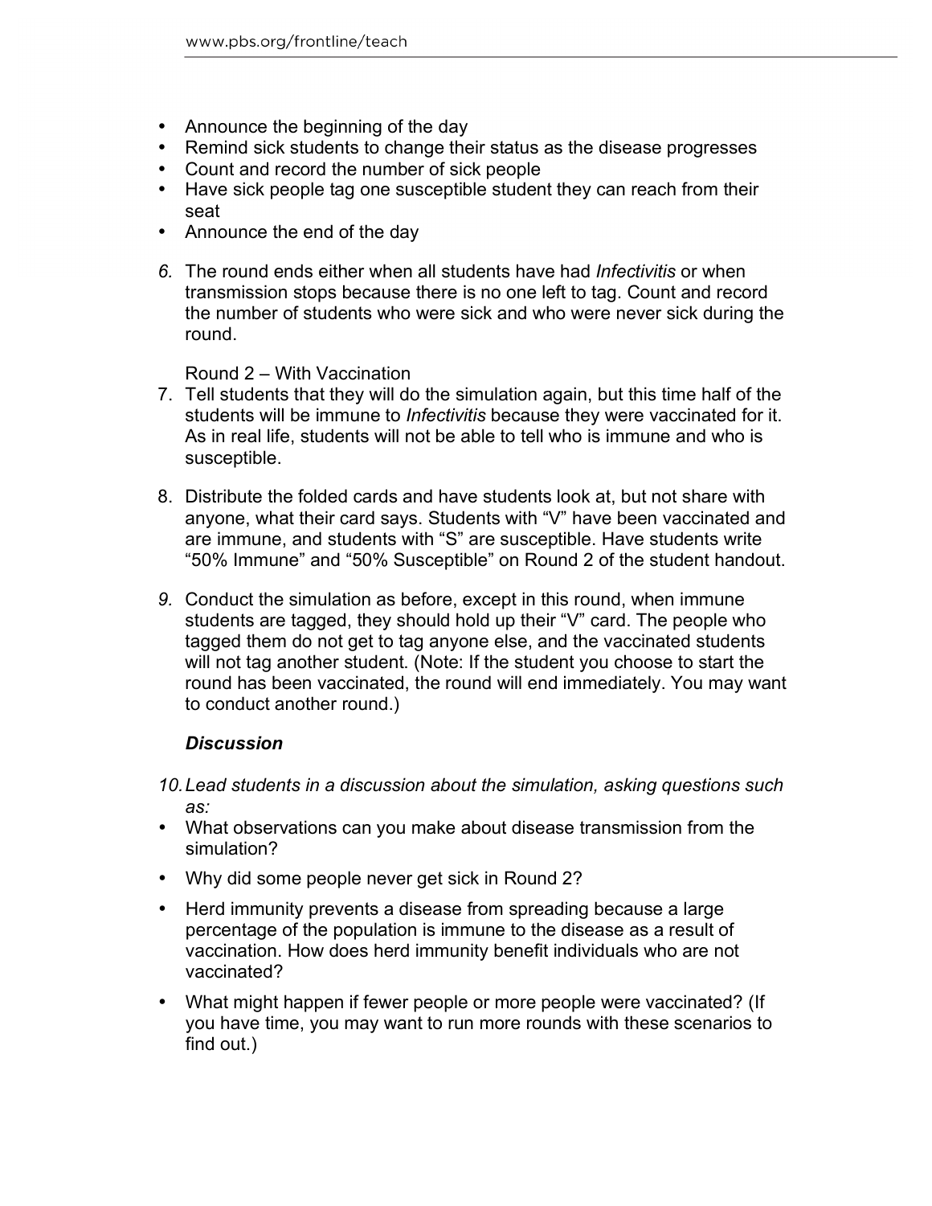- Announce the beginning of the day
- Remind sick students to change their status as the disease progresses
- Count and record the number of sick people
- Have sick people tag one susceptible student they can reach from their seat
- Announce the end of the day

*6.* The round ends either when all students have had *Infectivitis* or when transmission stops because there is no one left to tag. Count and record the number of students who were sick and who were never sick during the round.

Round 2 – With Vaccination

7. Tell students that they will do the simulation again, but this time half of the students will be immune to *Infectivitis* because they were vaccinated for it. As in real life, students will not be able to tell who is immune and who is susceptible.

8. Distribute the folded cards and have students look at, but not share with anyone, what their card says. Students with "V" have been vaccinated and are immune, and students with "S" are susceptible. Have students write "50% Immune" and "50% Susceptible" on Round 2 of the student handout.

*9.* Conduct the simulation as before, except in this round, when immune students are tagged, they should hold up their "V" card. The people who tagged them do not get to tag anyone else, and the vaccinated students will not tag another student. (Note: If the student you choose to start the round has been vaccinated, the round will end immediately. You may want to conduct another round.)

***Discussion***

*10. Lead students in a discussion about the simulation, asking questions such as:*

- What observations can you make about disease transmission from the simulation?
- Why did some people never get sick in Round 2?
- Herd immunity prevents a disease from spreading because a large percentage of the population is immune to the disease as a result of vaccination. How does herd immunity benefit individuals who are not vaccinated?
- What might happen if fewer people or more people were vaccinated? (If you have time, you may want to run more rounds with these scenarios to find out.)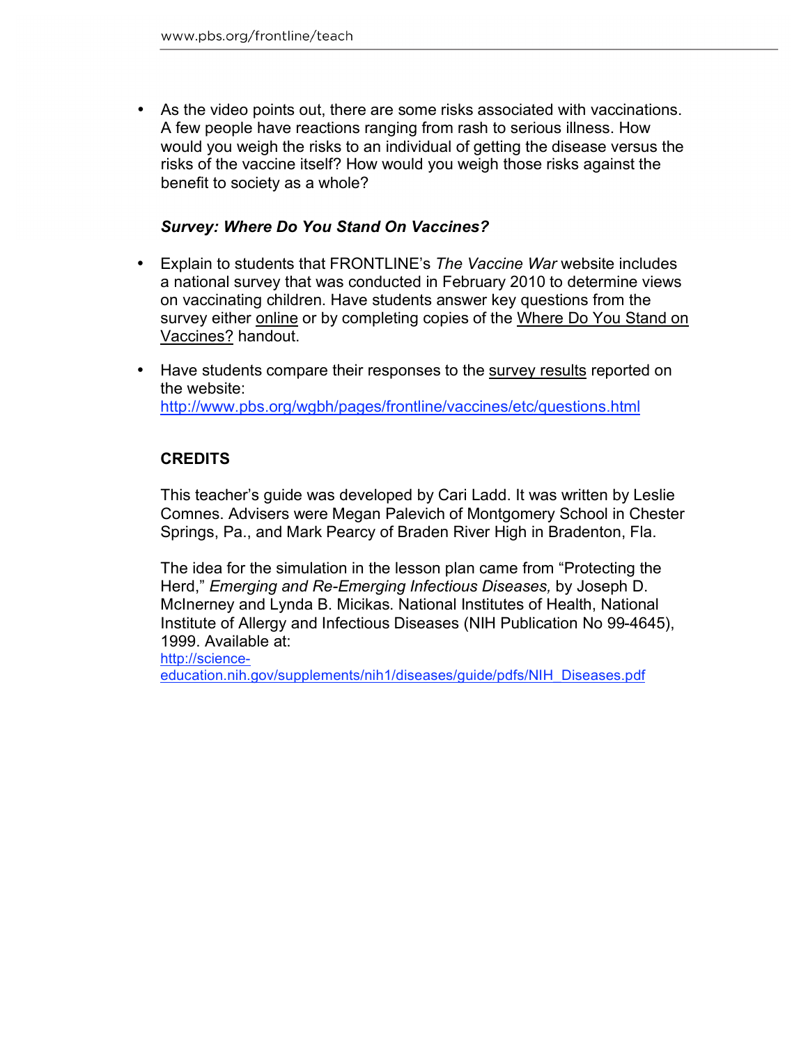- As the video points out, there are some risks associated with vaccinations. A few people have reactions ranging from rash to serious illness. How would you weigh the risks to an individual of getting the disease versus the risks of the vaccine itself? How would you weigh those risks against the benefit to society as a whole?

***Survey: Where Do You Stand On Vaccines?***

- Explain to students that FRONTLINE's *The Vaccine War* website includes a national survey that was conducted in February 2010 to determine views on vaccinating children. Have students answer key questions from the survey either online or by completing copies of the Where Do You Stand on Vaccines? handout.
- Have students compare their responses to the survey results reported on the website: http://www.pbs.org/wgbh/pages/frontline/vaccines/etc/questions.html

## CREDITS

This teacher's guide was developed by Cari Ladd. It was written by Leslie Comnes. Advisers were Megan Palevich of Montgomery School in Chester Springs, Pa., and Mark Pearcy of Braden River High in Bradenton, Fla.

The idea for the simulation in the lesson plan came from "Protecting the Herd," *Emerging and Re-Emerging Infectious Diseases,* by Joseph D. McInerney and Lynda B. Micikas. National Institutes of Health, National Institute of Allergy and Infectious Diseases (NIH Publication No 99-4645), 1999. Available at: http://science-education.nih.gov/supplements/nih1/diseases/guide/pdfs/NIH_Diseases.pdf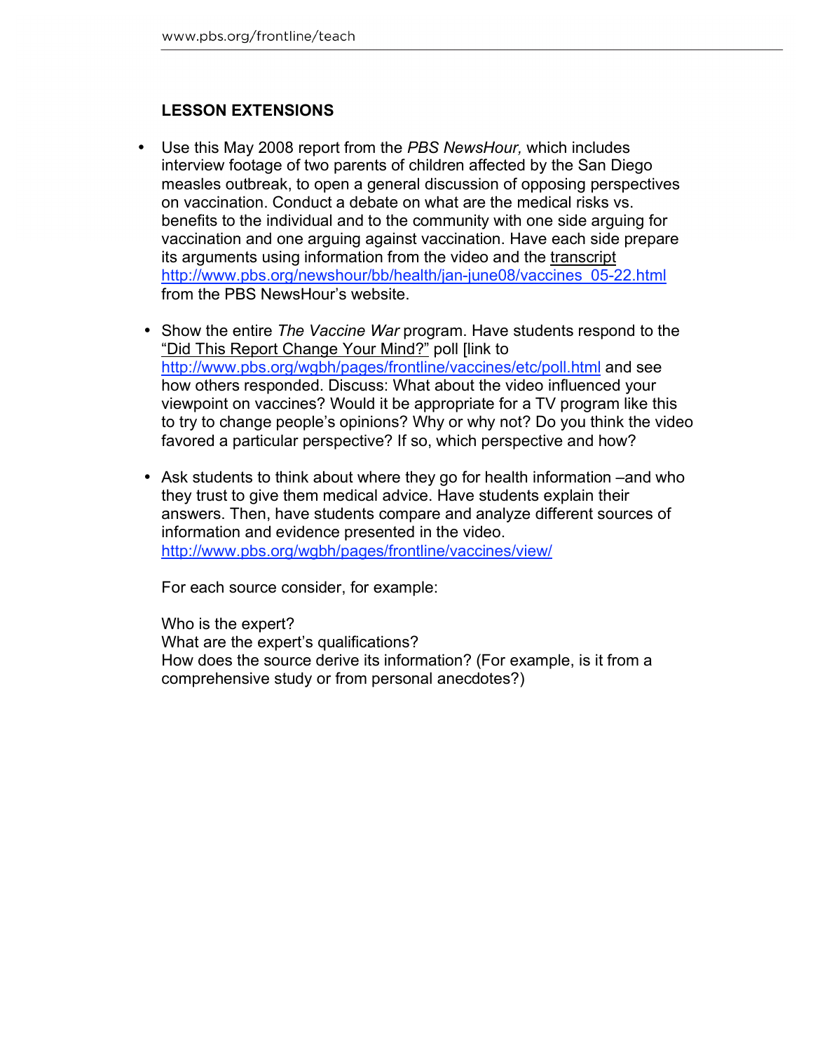## LESSON EXTENSIONS

- Use this May 2008 report from the *PBS NewsHour,* which includes interview footage of two parents of children affected by the San Diego measles outbreak, to open a general discussion of opposing perspectives on vaccination. Conduct a debate on what are the medical risks vs. benefits to the individual and to the community with one side arguing for vaccination and one arguing against vaccination. Have each side prepare its arguments using information from the video and the transcript http://www.pbs.org/newshour/bb/health/jan-june08/vaccines_05-22.html from the PBS NewsHour's website.

- Show the entire *The Vaccine War* program. Have students respond to the "Did This Report Change Your Mind?" poll [link to http://www.pbs.org/wgbh/pages/frontline/vaccines/etc/poll.html and see how others responded. Discuss: What about the video influenced your viewpoint on vaccines? Would it be appropriate for a TV program like this to try to change people's opinions? Why or why not? Do you think the video favored a particular perspective? If so, which perspective and how?

- Ask students to think about where they go for health information –and who they trust to give them medical advice. Have students explain their answers. Then, have students compare and analyze different sources of information and evidence presented in the video. http://www.pbs.org/wgbh/pages/frontline/vaccines/view/

  For each source consider, for example:

  Who is the expert?
  What are the expert's qualifications?
  How does the source derive its information? (For example, is it from a comprehensive study or from personal anecdotes?)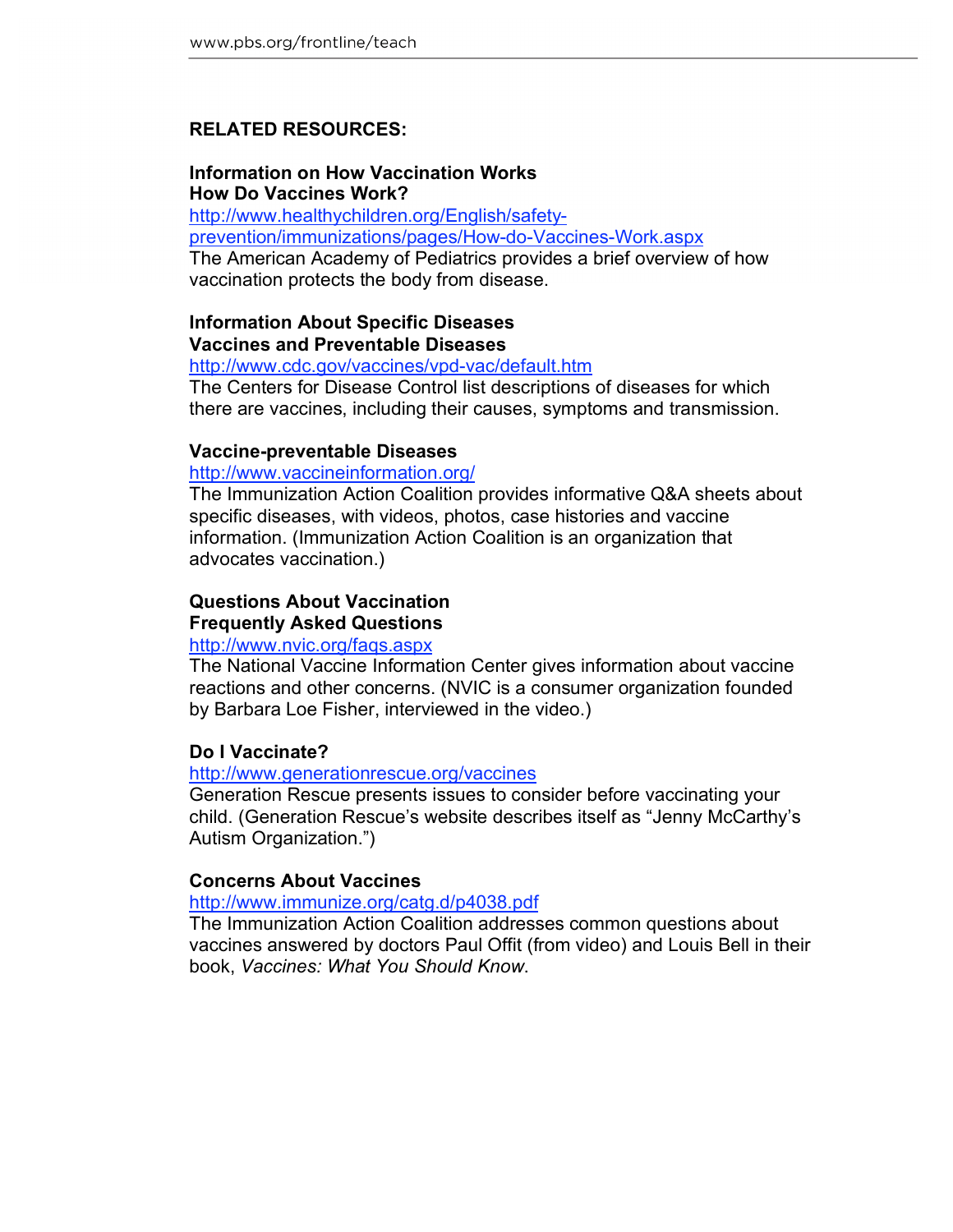## RELATED RESOURCES:

### Information on How Vaccination Works

**How Do Vaccines Work?**

http://www.healthychildren.org/English/safety-prevention/immunizations/pages/How-do-Vaccines-Work.aspx

The American Academy of Pediatrics provides a brief overview of how vaccination protects the body from disease.

### Information About Specific Diseases

**Vaccines and Preventable Diseases**

http://www.cdc.gov/vaccines/vpd-vac/default.htm

The Centers for Disease Control list descriptions of diseases for which there are vaccines, including their causes, symptoms and transmission.

**Vaccine-preventable Diseases**

http://www.vaccineinformation.org/

The Immunization Action Coalition provides informative Q&A sheets about specific diseases, with videos, photos, case histories and vaccine information. (Immunization Action Coalition is an organization that advocates vaccination.)

### Questions About Vaccination

**Frequently Asked Questions**

http://www.nvic.org/faqs.aspx

The National Vaccine Information Center gives information about vaccine reactions and other concerns. (NVIC is a consumer organization founded by Barbara Loe Fisher, interviewed in the video.)

**Do I Vaccinate?**

http://www.generationrescue.org/vaccines

Generation Rescue presents issues to consider before vaccinating your child. (Generation Rescue's website describes itself as "Jenny McCarthy's Autism Organization.")

**Concerns About Vaccines**

http://www.immunize.org/catg.d/p4038.pdf

The Immunization Action Coalition addresses common questions about vaccines answered by doctors Paul Offit (from video) and Louis Bell in their book, *Vaccines: What You Should Know*.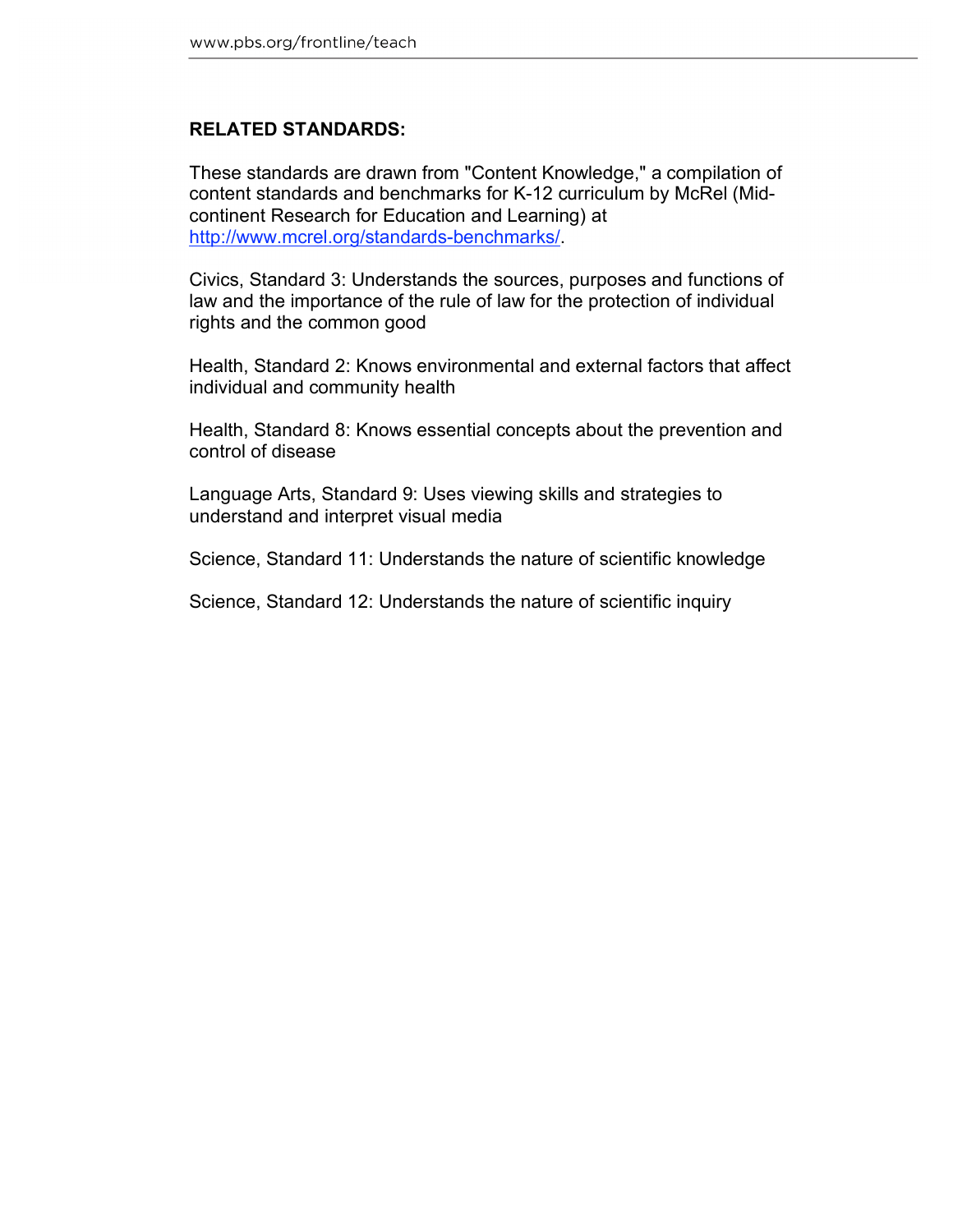**RELATED STANDARDS:**

These standards are drawn from "Content Knowledge," a compilation of content standards and benchmarks for K-12 curriculum by McRel (Mid-continent Research for Education and Learning) at http://www.mcrel.org/standards-benchmarks/.

Civics, Standard 3: Understands the sources, purposes and functions of law and the importance of the rule of law for the protection of individual rights and the common good

Health, Standard 2: Knows environmental and external factors that affect individual and community health

Health, Standard 8: Knows essential concepts about the prevention and control of disease

Language Arts, Standard 9: Uses viewing skills and strategies to understand and interpret visual media

Science, Standard 11: Understands the nature of scientific knowledge

Science, Standard 12: Understands the nature of scientific inquiry